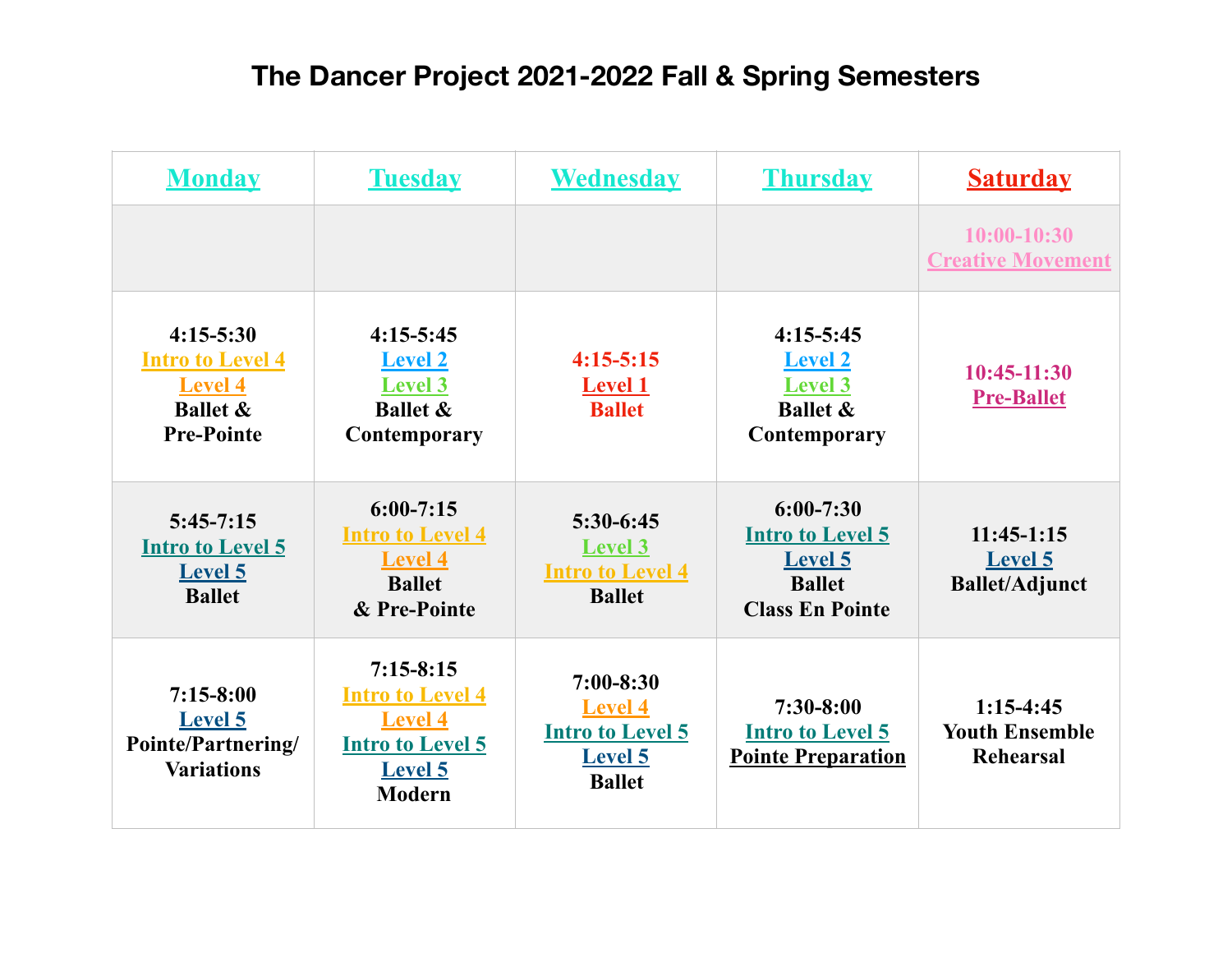# The Dancer Project 2021-2022 Fall & Spring Semesters

| Monday | Tuesday | Wednesday | Thursday | Saturday |
|---|---|---|---|---|
| | | | | 10:00-10:30 Creative Movement |
| 4:15-5:30 Intro to Level 4 Level 4 Ballet & Pre-Pointe | 4:15-5:45 Level 2 Level 3 Ballet & Contemporary | 4:15-5:15 Level 1 Ballet | 4:15-5:45 Level 2 Level 3 Ballet & Contemporary | 10:45-11:30 Pre-Ballet |
| 5:45-7:15 Intro to Level 5 Level 5 Ballet | 6:00-7:15 Intro to Level 4 Level 4 Ballet & Pre-Pointe | 5:30-6:45 Level 3 Intro to Level 4 Ballet | 6:00-7:30 Intro to Level 5 Level 5 Ballet Class En Pointe | 11:45-1:15 Level 5 Ballet/Adjunct |
| 7:15-8:00 Level 5 Pointe/Partnering/ Variations | 7:15-8:15 Intro to Level 4 Level 4 Intro to Level 5 Level 5 Modern | 7:00-8:30 Level 4 Intro to Level 5 Level 5 Ballet | 7:30-8:00 Intro to Level 5 Pointe Preparation | 1:15-4:45 Youth Ensemble Rehearsal |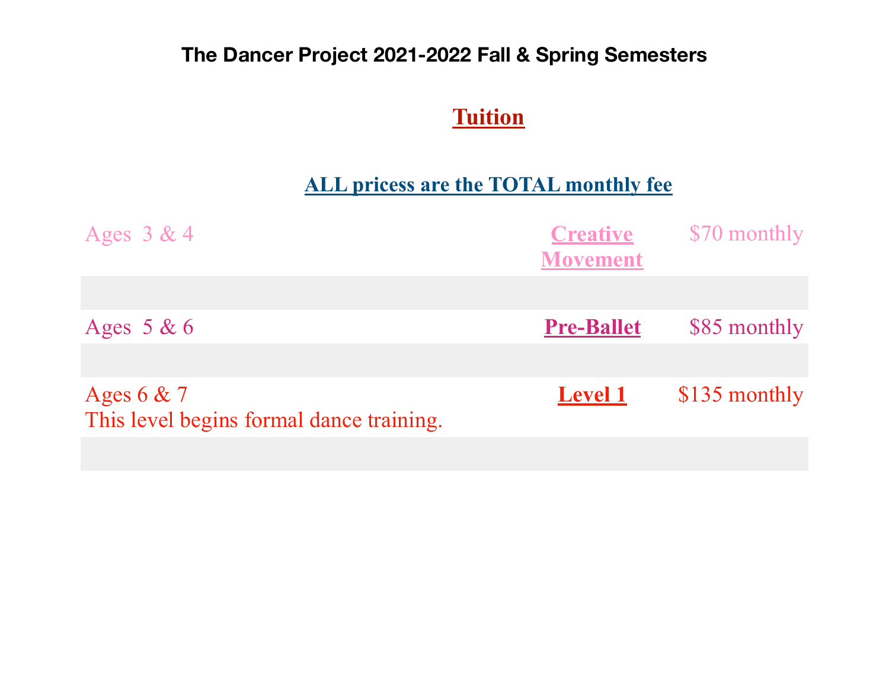**The Dancer Project 2021-2022 Fall & Spring Semesters**

## Tuition

**ALL pricess are the TOTAL monthly fee**

| | | |
|---|---|---|
| Ages 3 & 4 | **Creative Movement** | $70 monthly |
| Ages 5 & 6 | **Pre-Ballet** | $85 monthly |
| Ages 6 & 7<br>This level begins formal dance training. | **Level 1** | $135 monthly |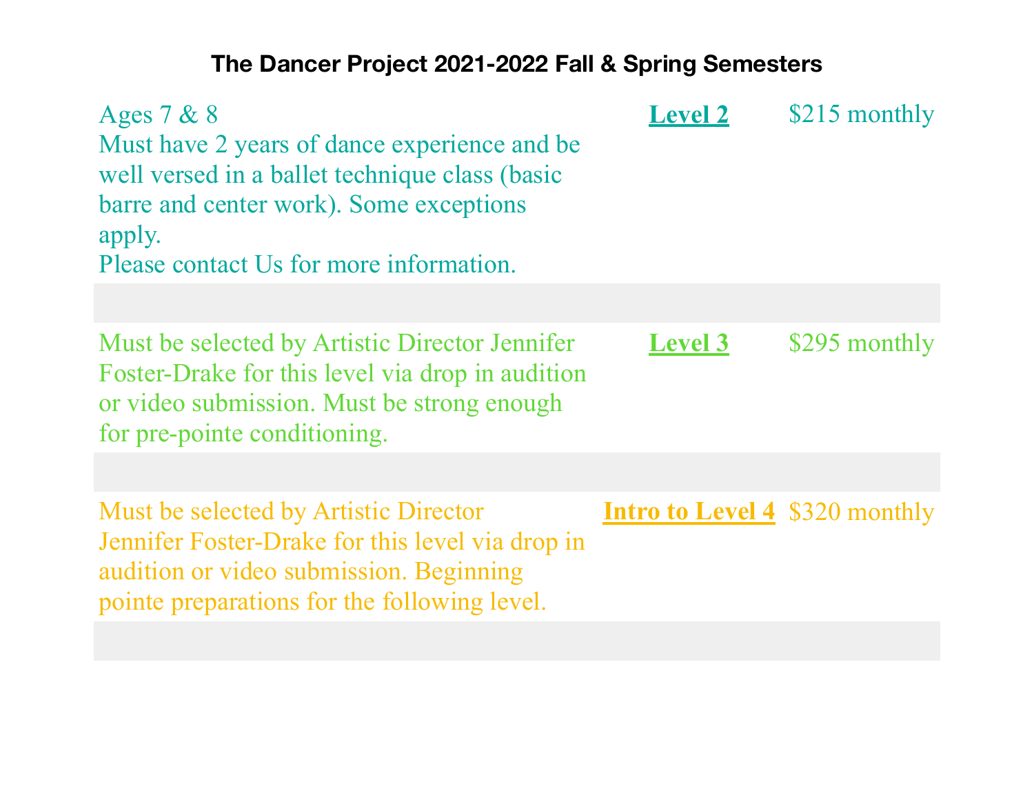# The Dancer Project 2021-2022 Fall & Spring Semesters

| Description | Level | Price |
|---|---|---|
| Ages 7 & 8<br>Must have 2 years of dance experience and be well versed in a ballet technique class (basic barre and center work). Some exceptions apply.<br>Please contact Us for more information. | **Level 2** | $215 monthly |
| Must be selected by Artistic Director Jennifer Foster-Drake for this level via drop in audition or video submission. Must be strong enough for pre-pointe conditioning. | **Level 3** | $295 monthly |
| Must be selected by Artistic Director Jennifer Foster-Drake for this level via drop in audition or video submission. Beginning pointe preparations for the following level. | **Intro to Level 4** | $320 monthly |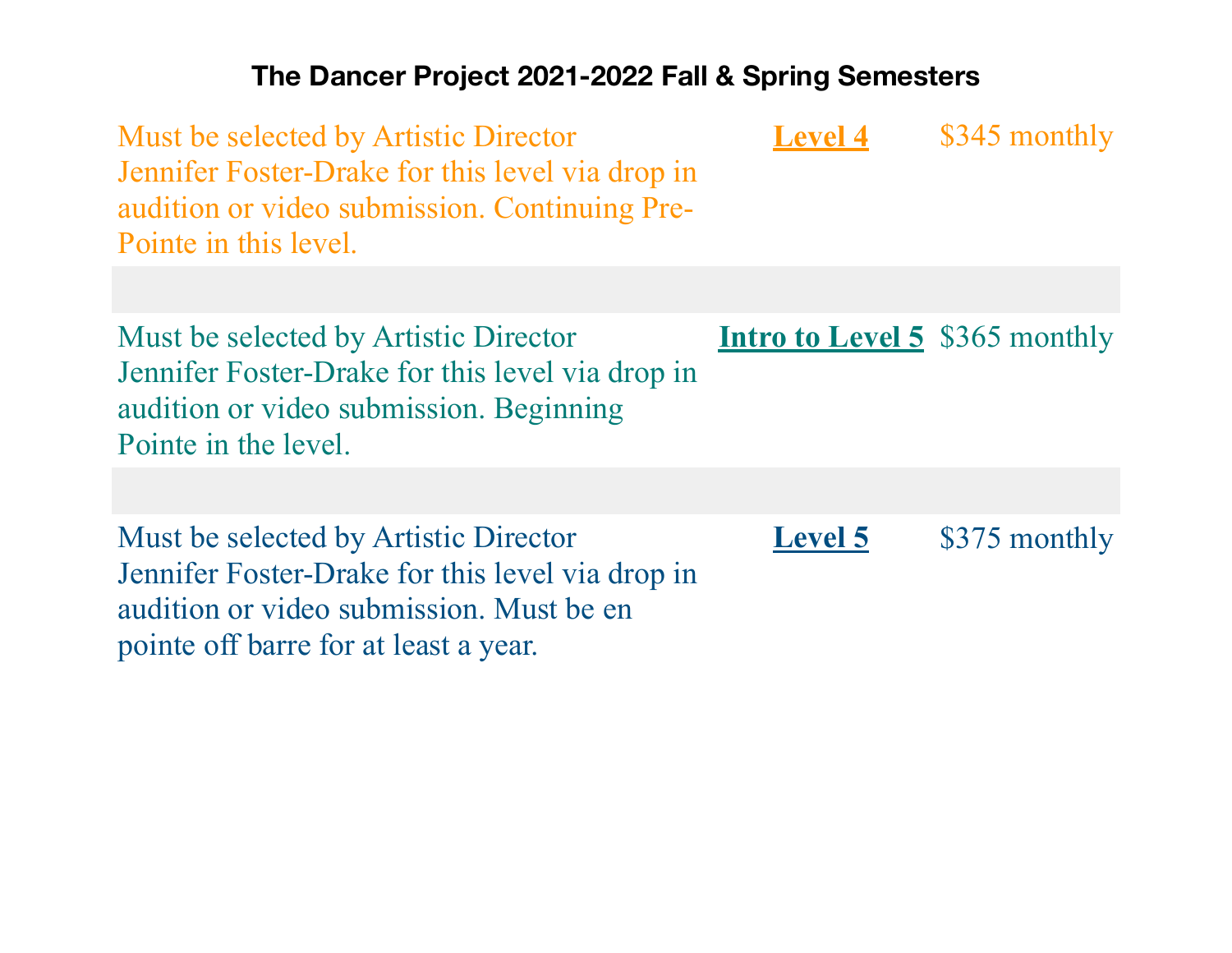## The Dancer Project 2021-2022 Fall & Spring Semesters

| Description | Level | Tuition |
| --- | --- | --- |
| Must be selected by Artistic Director Jennifer Foster-Drake for this level via drop in audition or video submission. Continuing Pre-Pointe in this level. | **Level 4** | $345 monthly |
| | | |
| Must be selected by Artistic Director Jennifer Foster-Drake for this level via drop in audition or video submission. Beginning Pointe in the level. | **Intro to Level 5** | $365 monthly |
| | | |
| Must be selected by Artistic Director Jennifer Foster-Drake for this level via drop in audition or video submission. Must be en pointe off barre for at least a year. | **Level 5** | $375 monthly |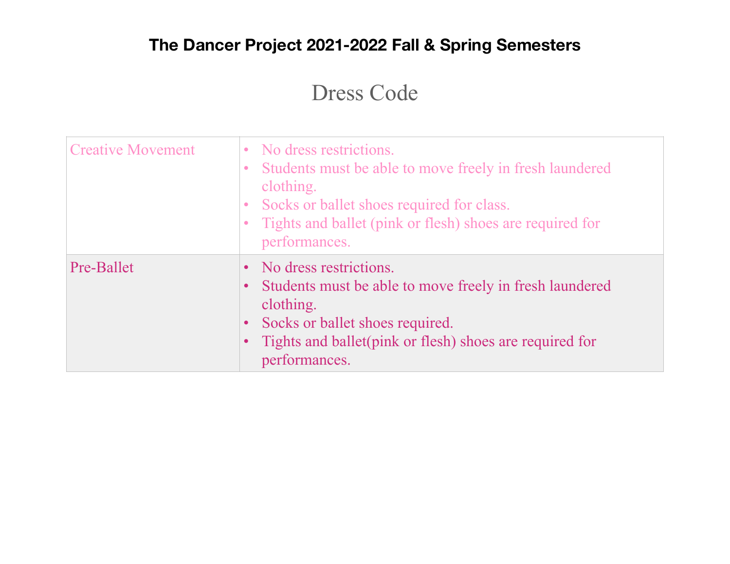# The Dancer Project 2021-2022 Fall & Spring Semesters

## Dress Code

| | |
|---|---|
| Creative Movement | • No dress restrictions.<br>• Students must be able to move freely in fresh laundered clothing.<br>• Socks or ballet shoes required for class.<br>• Tights and ballet (pink or flesh) shoes are required for performances. |
| Pre-Ballet | • No dress restrictions.<br>• Students must be able to move freely in fresh laundered clothing.<br>• Socks or ballet shoes required.<br>• Tights and ballet(pink or flesh) shoes are required for performances. |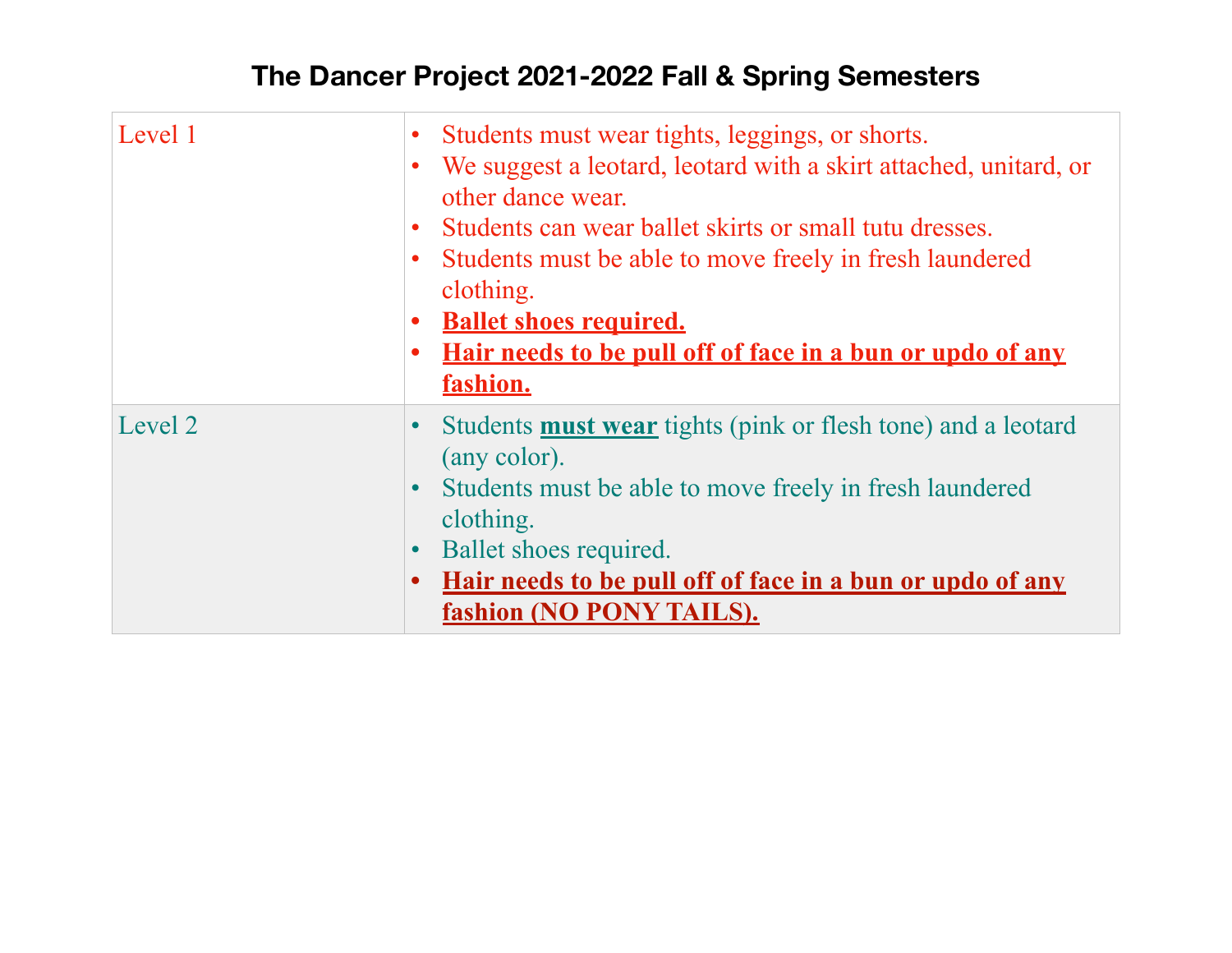# The Dancer Project 2021-2022 Fall & Spring Semesters

| | |
|---|---|
| Level 1 | • Students must wear tights, leggings, or shorts.<br>• We suggest a leotard, leotard with a skirt attached, unitard, or other dance wear.<br>• Students can wear ballet skirts or small tutu dresses.<br>• Students must be able to move freely in fresh laundered clothing.<br>• **Ballet shoes required.**<br>• **Hair needs to be pull off of face in a bun or updo of any fashion.** |
| Level 2 | • Students **must wear** tights (pink or flesh tone) and a leotard (any color).<br>• Students must be able to move freely in fresh laundered clothing.<br>• Ballet shoes required.<br>• **Hair needs to be pull off of face in a bun or updo of any fashion (NO PONY TAILS).** |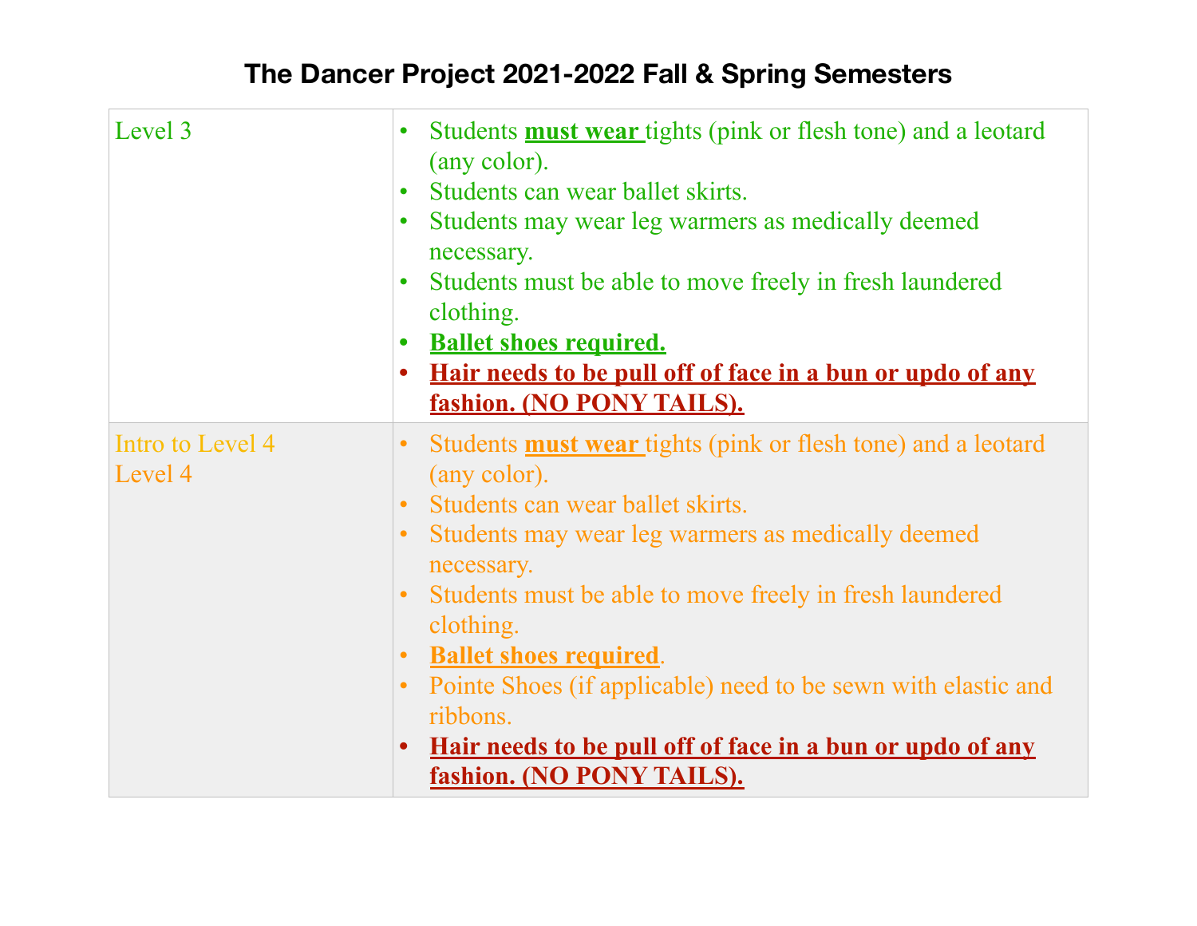# The Dancer Project 2021-2022 Fall & Spring Semesters

| | |
|---|---|
| Level 3 | • Students **must wear** tights (pink or flesh tone) and a leotard (any color).<br>• Students can wear ballet skirts.<br>• Students may wear leg warmers as medically deemed necessary.<br>• Students must be able to move freely in fresh laundered clothing.<br>• **Ballet shoes required.**<br>• **Hair needs to be pull off of face in a bun or updo of any fashion. (NO PONY TAILS).** |
| Intro to Level 4<br>Level 4 | • Students **must wear** tights (pink or flesh tone) and a leotard (any color).<br>• Students can wear ballet skirts.<br>• Students may wear leg warmers as medically deemed necessary.<br>• Students must be able to move freely in fresh laundered clothing.<br>• **Ballet shoes required**.<br>• Pointe Shoes (if applicable) need to be sewn with elastic and ribbons.<br>• **Hair needs to be pull off of face in a bun or updo of any fashion. (NO PONY TAILS).** |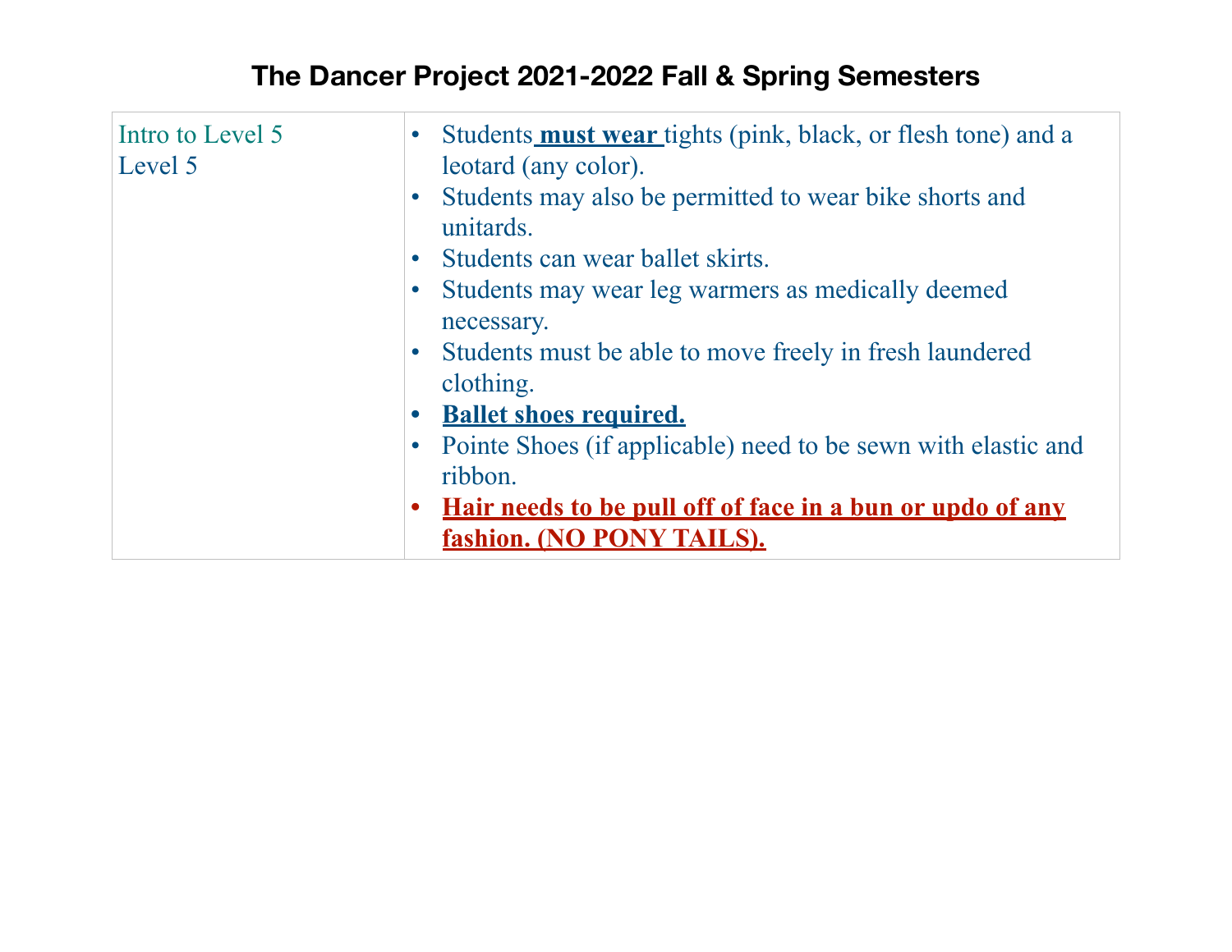# The Dancer Project 2021-2022 Fall & Spring Semesters

| | |
|---|---|
| Intro to Level 5<br>Level 5 | • Students **must wear** tights (pink, black, or flesh tone) and a leotard (any color).<br>• Students may also be permitted to wear bike shorts and unitards.<br>• Students can wear ballet skirts.<br>• Students may wear leg warmers as medically deemed necessary.<br>• Students must be able to move freely in fresh laundered clothing.<br>• **Ballet shoes required.**<br>• Pointe Shoes (if applicable) need to be sewn with elastic and ribbon.<br>• **Hair needs to be pull off of face in a bun or updo of any fashion. (NO PONY TAILS).** |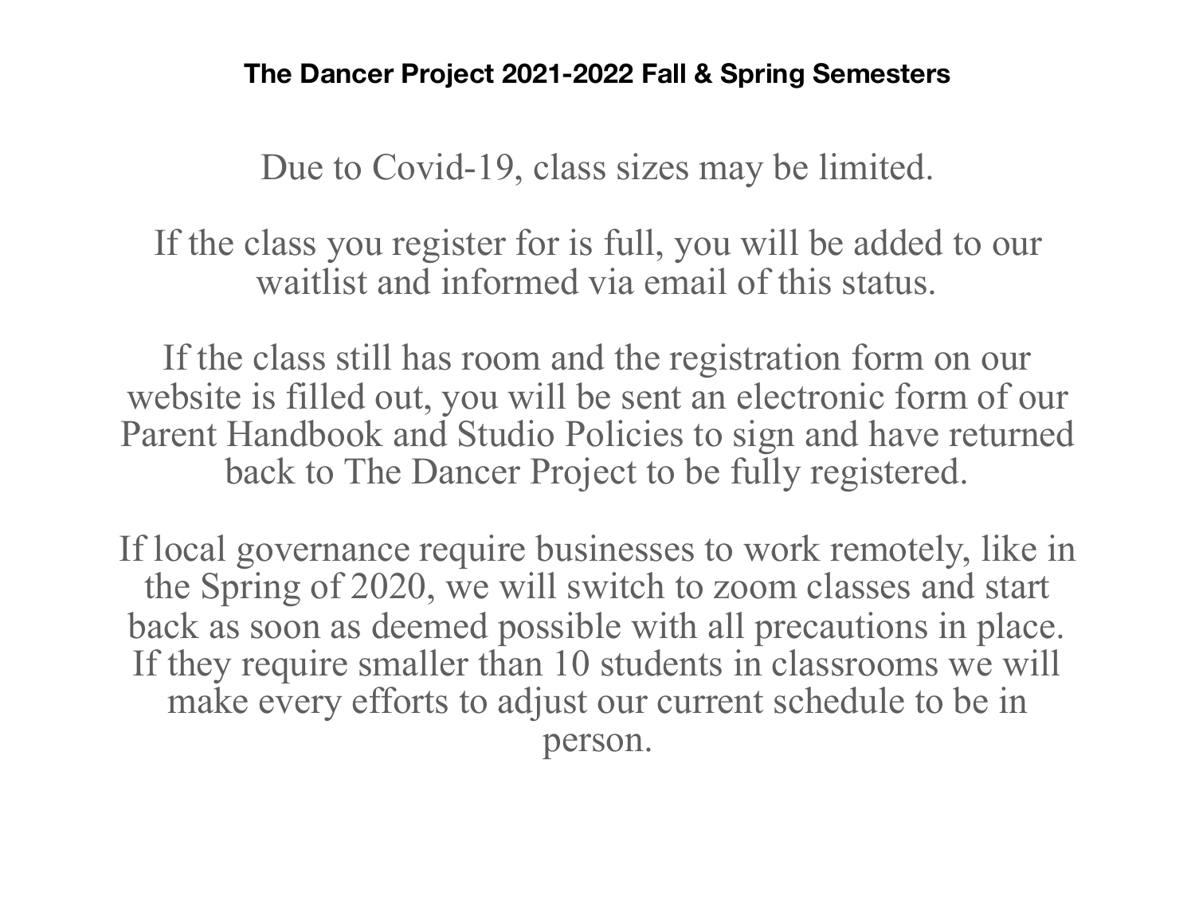**The Dancer Project 2021-2022 Fall & Spring Semesters**

Due to Covid-19, class sizes may be limited.

If the class you register for is full, you will be added to our waitlist and informed via email of this status.

If the class still has room and the registration form on our website is filled out, you will be sent an electronic form of our Parent Handbook and Studio Policies to sign and have returned back to The Dancer Project to be fully registered.

If local governance require businesses to work remotely, like in the Spring of 2020, we will switch to zoom classes and start back as soon as deemed possible with all precautions in place. If they require smaller than 10 students in classrooms we will make every efforts to adjust our current schedule to be in person.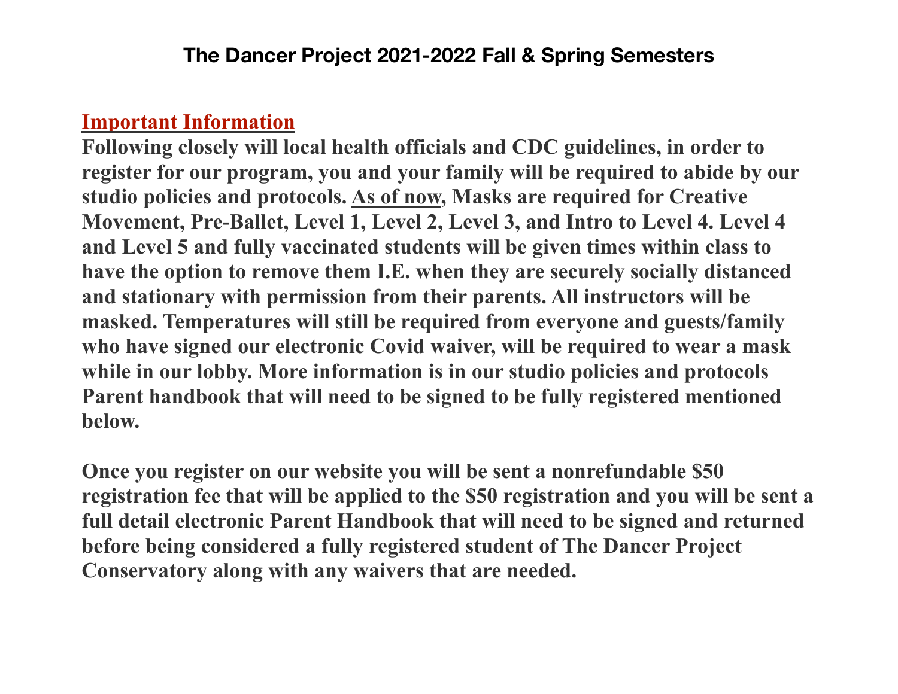# The Dancer Project 2021-2022 Fall & Spring Semesters

**Important Information**

**Following closely will local health officials and CDC guidelines, in order to register for our program, you and your family will be required to abide by our studio policies and protocols. As of now, Masks are required for Creative Movement, Pre-Ballet, Level 1, Level 2, Level 3, and Intro to Level 4. Level 4 and Level 5 and fully vaccinated students will be given times within class to have the option to remove them I.E. when they are securely socially distanced and stationary with permission from their parents. All instructors will be masked. Temperatures will still be required from everyone and guests/family who have signed our electronic Covid waiver, will be required to wear a mask while in our lobby. More information is in our studio policies and protocols Parent handbook that will need to be signed to be fully registered mentioned below.**

**Once you register on our website you will be sent a nonrefundable $50 registration fee that will be applied to the $50 registration and you will be sent a full detail electronic Parent Handbook that will need to be signed and returned before being considered a fully registered student of The Dancer Project Conservatory along with any waivers that are needed.**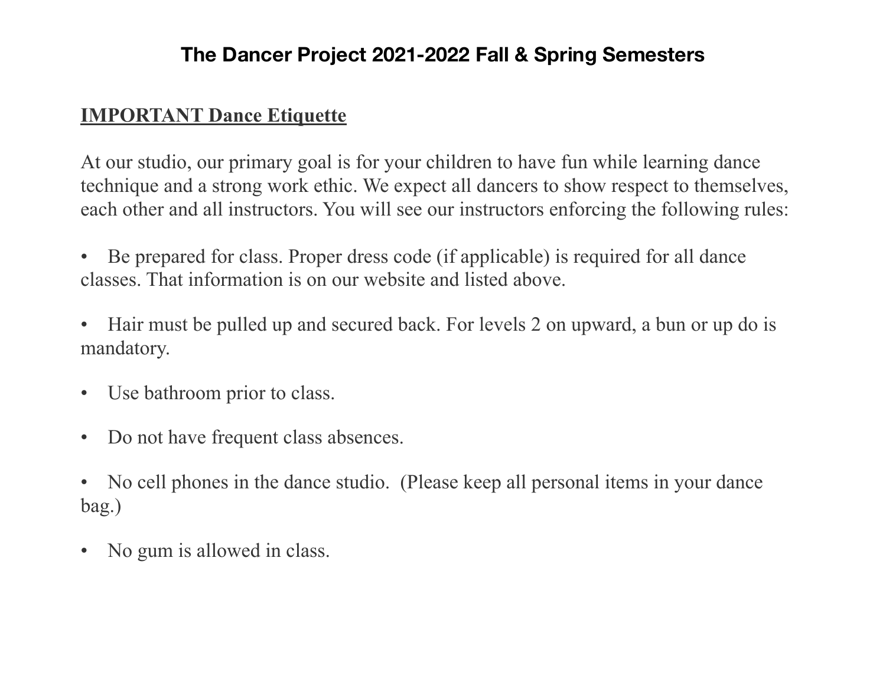# The Dancer Project 2021-2022 Fall & Spring Semesters

## **IMPORTANT Dance Etiquette**

At our studio, our primary goal is for your children to have fun while learning dance technique and a strong work ethic. We expect all dancers to show respect to themselves, each other and all instructors. You will see our instructors enforcing the following rules:

- Be prepared for class. Proper dress code (if applicable) is required for all dance classes. That information is on our website and listed above.
- Hair must be pulled up and secured back. For levels 2 on upward, a bun or up do is mandatory.
- Use bathroom prior to class.
- Do not have frequent class absences.
- No cell phones in the dance studio. (Please keep all personal items in your dance bag.)
- No gum is allowed in class.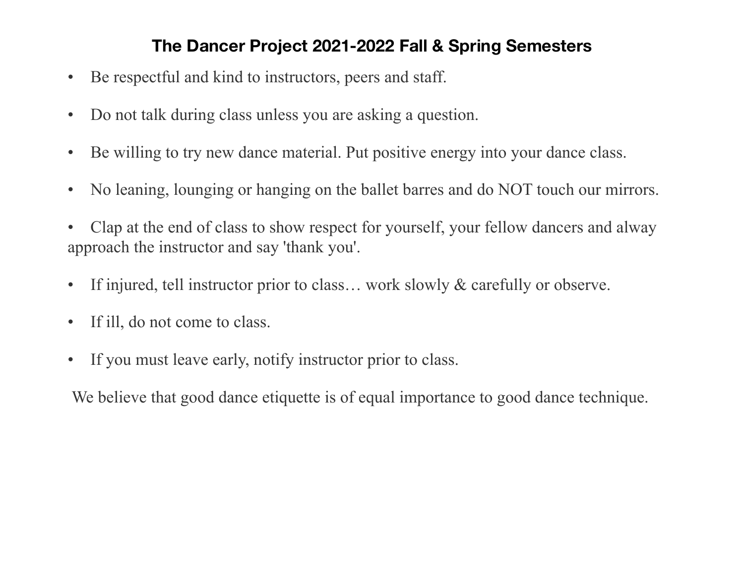# The Dancer Project 2021-2022 Fall & Spring Semesters

- Be respectful and kind to instructors, peers and staff.
- Do not talk during class unless you are asking a question.
- Be willing to try new dance material. Put positive energy into your dance class.
- No leaning, lounging or hanging on the ballet barres and do NOT touch our mirrors.
- Clap at the end of class to show respect for yourself, your fellow dancers and alway approach the instructor and say 'thank you'.
- If injured, tell instructor prior to class… work slowly & carefully or observe.
- If ill, do not come to class.
- If you must leave early, notify instructor prior to class.

We believe that good dance etiquette is of equal importance to good dance technique.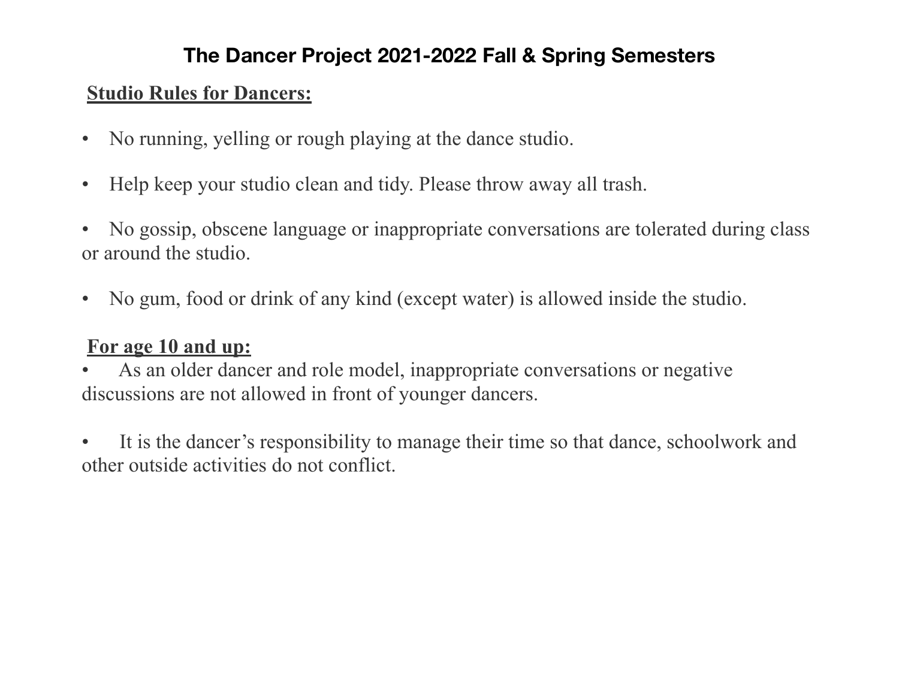# The Dancer Project 2021-2022 Fall & Spring Semesters

**Studio Rules for Dancers:**

- No running, yelling or rough playing at the dance studio.
- Help keep your studio clean and tidy. Please throw away all trash.
- No gossip, obscene language or inappropriate conversations are tolerated during class or around the studio.
- No gum, food or drink of any kind (except water) is allowed inside the studio.

**For age 10 and up:**

- As an older dancer and role model, inappropriate conversations or negative discussions are not allowed in front of younger dancers.
- It is the dancer's responsibility to manage their time so that dance, schoolwork and other outside activities do not conflict.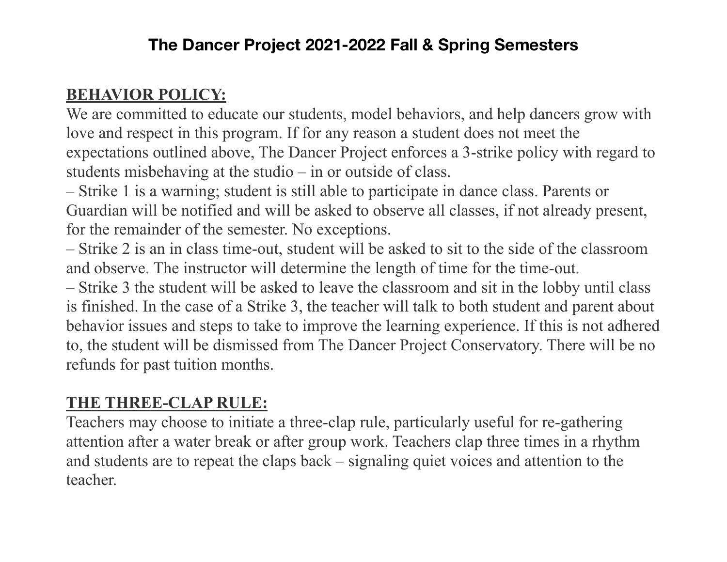# The Dancer Project 2021-2022 Fall & Spring Semesters

**BEHAVIOR POLICY:**

We are committed to educate our students, model behaviors, and help dancers grow with love and respect in this program. If for any reason a student does not meet the expectations outlined above, The Dancer Project enforces a 3-strike policy with regard to students misbehaving at the studio – in or outside of class.

– Strike 1 is a warning; student is still able to participate in dance class. Parents or Guardian will be notified and will be asked to observe all classes, if not already present, for the remainder of the semester. No exceptions.

– Strike 2 is an in class time-out, student will be asked to sit to the side of the classroom and observe. The instructor will determine the length of time for the time-out.

– Strike 3 the student will be asked to leave the classroom and sit in the lobby until class is finished. In the case of a Strike 3, the teacher will talk to both student and parent about behavior issues and steps to take to improve the learning experience. If this is not adhered to, the student will be dismissed from The Dancer Project Conservatory. There will be no refunds for past tuition months.

**THE THREE-CLAP RULE:**

Teachers may choose to initiate a three-clap rule, particularly useful for re-gathering attention after a water break or after group work. Teachers clap three times in a rhythm and students are to repeat the claps back – signaling quiet voices and attention to the teacher.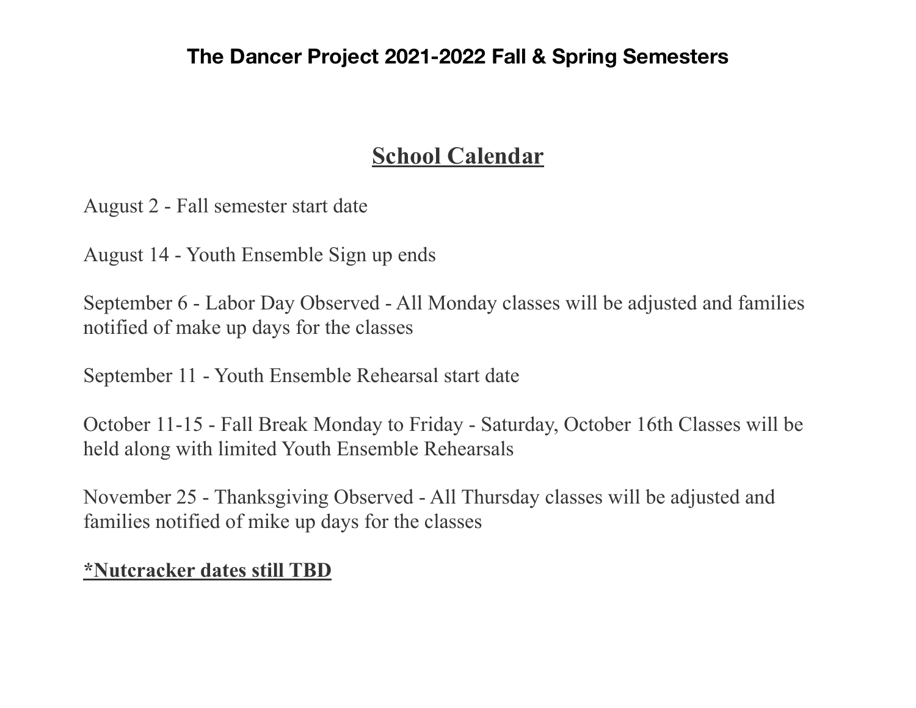# The Dancer Project 2021-2022 Fall & Spring Semesters

## School Calendar

August 2 - Fall semester start date

August 14 - Youth Ensemble Sign up ends

September 6 - Labor Day Observed - All Monday classes will be adjusted and families notified of make up days for the classes

September 11 - Youth Ensemble Rehearsal start date

October 11-15 - Fall Break Monday to Friday - Saturday, October 16th Classes will be held along with limited Youth Ensemble Rehearsals

November 25 - Thanksgiving Observed - All Thursday classes will be adjusted and families notified of mike up days for the classes

**\*Nutcracker dates still TBD**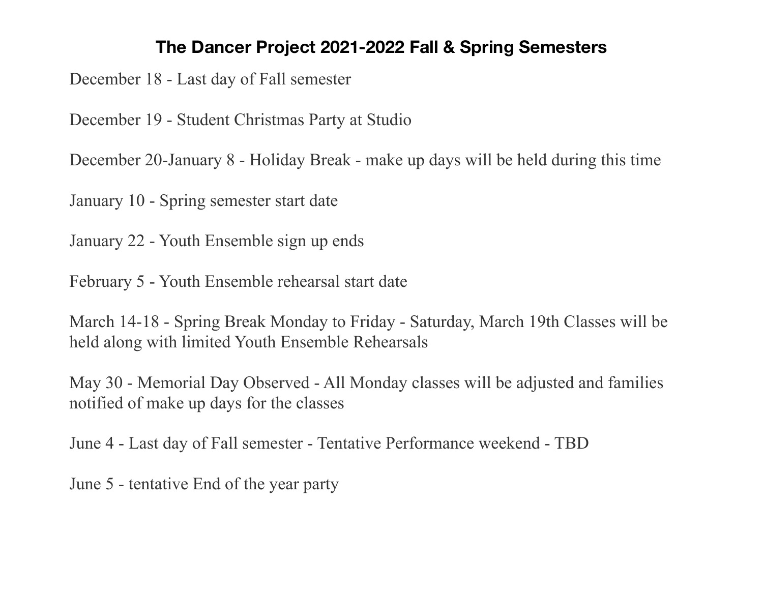# The Dancer Project 2021-2022 Fall & Spring Semesters

December 18 - Last day of Fall semester

December 19 - Student Christmas Party at Studio

December 20-January 8 - Holiday Break - make up days will be held during this time

January 10 - Spring semester start date

January 22 - Youth Ensemble sign up ends

February 5 - Youth Ensemble rehearsal start date

March 14-18 - Spring Break Monday to Friday - Saturday, March 19th Classes will be held along with limited Youth Ensemble Rehearsals

May 30 - Memorial Day Observed - All Monday classes will be adjusted and families notified of make up days for the classes

June 4 - Last day of Fall semester - Tentative Performance weekend - TBD

June 5 - tentative End of the year party